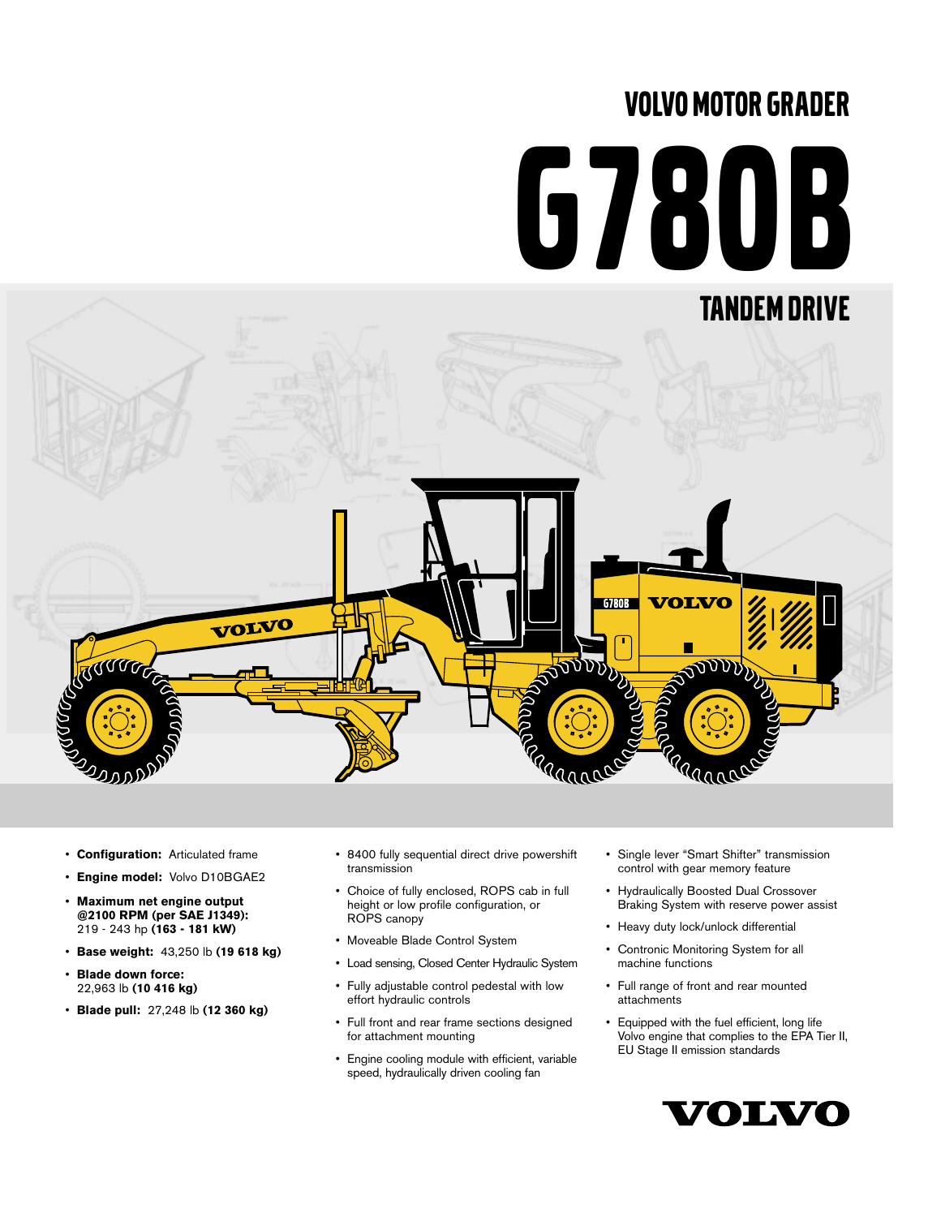# VOLVO MOTOR GRADER

# G780B

## TANDEM DRIVE

- **Configuration:** Articulated frame
- **Engine model:** Volvo D10BGAE2
- **Maximum net engine output @2100 RPM (per SAE J1349):** 219 - 243 hp **(163 - 181 kW)**
- **Base weight:** 43,250 lb **(19 618 kg)**
- **Blade down force:** 22,963 lb **(10 416 kg)**
- **Blade pull:** 27,248 lb **(12 360 kg)**

- 8400 fully sequential direct drive powershift transmission
- Choice of fully enclosed, ROPS cab in full height or low profile configuration, or ROPS canopy
- Moveable Blade Control System
- Load sensing, Closed Center Hydraulic System
- Fully adjustable control pedestal with low effort hydraulic controls
- Full front and rear frame sections designed for attachment mounting
- Engine cooling module with efficient, variable speed, hydraulically driven cooling fan

- Single lever "Smart Shifter" transmission control with gear memory feature
- Hydraulically Boosted Dual Crossover Braking System with reserve power assist
- Heavy duty lock/unlock differential
- Contronic Monitoring System for all machine functions
- Full range of front and rear mounted attachments
- Equipped with the fuel efficient, long life Volvo engine that complies to the EPA Tier II, EU Stage II emission standards

VOLVO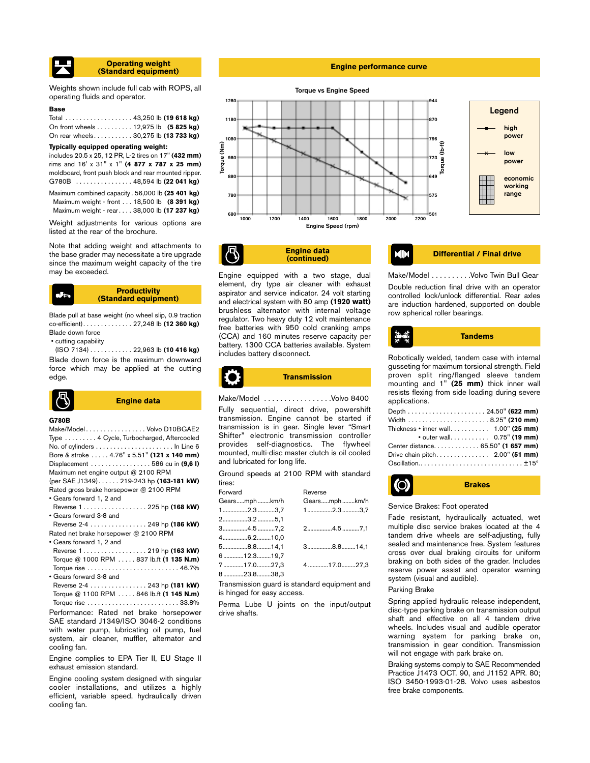## Operating weight (Standard equipment)

Weights shown include full cab with ROPS, all operating fluids and operator.

**Base**

Total . . . . . . . . . . . . . . . . . . 43,250 lb **(19 618 kg)**
On front wheels . . . . . . . . . . 12,975 lb **(5 825 kg)**
On rear wheels. . . . . . . . . . . 30,275 lb **(13 733 kg)**

**Typically equipped operating weight:**

includes 20.5 x 25, 12 PR, L-2 tires on 17" **(432 mm)** rims and 16' x 31" x 1" **(4 877 x 787 x 25 mm)** moldboard, front push block and rear mounted ripper.
G780B . . . . . . . . . . . . . . . . 48,594 lb **(22 041 kg)**

Maximum combined capacity . 56,000 lb **(25 401 kg)**
Maximum weight - front . . . . 18,500 lb **(8 391 kg)**
Maximum weight - rear. . . . . 38,000 lb **(17 237 kg)**

Weight adjustments for various options are listed at the rear of the brochure.

Note that adding weight and attachments to the base grader may necessitate a tire upgrade since the maximum weight capacity of the tire may be exceeded.

## Productivity (Standard equipment)

Blade pull at base weight (no wheel slip, 0.9 traction co-efficient) . . . . . . . . . . . . . . 27,248 lb **(12 360 kg)**
Blade down force
- cutting capability
  (ISO 7134) . . . . . . . . . . . . 22,963 lb **(10 416 kg)**

Blade down force is the maximum downward force which may be applied at the cutting edge.

## Engine data

**G780B**

Make/Model . . . . . . . . . . . . . . . . Volvo D10BGAE2
Type . . . . . . . . . 4 Cycle, Turbocharged, Aftercooled
No. of cylinders . . . . . . . . . . . . . . . . . . . . . . In Line 6
Bore & stroke . . . . . 4.76" x 5.51" **(121 x 140 mm)**
Displacement . . . . . . . . . . . . . . . . . 586 cu in **(9,6 l)**
Maximum net engine output @ 2100 RPM
(per SAE J1349) . . . . . . 219-243 hp **(163-181 kW)**
Rated gross brake horsepower @ 2100 RPM
- Gears forward 1, 2 and
  Reverse 1 . . . . . . . . . . . . . . . . . . 225 hp **(168 kW)**
- Gears forward 3-8 and
  Reverse 2-4 . . . . . . . . . . . . . . . . 249 hp **(186 kW)**

Rated net brake horsepower @ 2100 RPM
- Gears forward 1, 2 and
  Reverse 1 . . . . . . . . . . . . . . . . . . 219 hp **(163 kW)**
  Torque @ 1000 RPM . . . . . 837 lb.ft **(1 135 N.m)**
  Torque rise . . . . . . . . . . . . . . . . . . . . . . . . . 46.7%
- Gears forward 3-8 and
  Reverse 2-4 . . . . . . . . . . . . . . . . 243 hp **(181 kW)**
  Torque @ 1100 RPM . . . . . 846 lb.ft **(1 145 N.m)**
  Torque rise . . . . . . . . . . . . . . . . . . . . . . . . . 33.8%

Performance: Rated net brake horsepower SAE standard J1349/ISO 3046-2 conditions with water pump, lubricating oil pump, fuel system, air cleaner, muffler, alternator and cooling fan.

Engine complies to EPA Tier II, EU Stage II exhaust emission standard.

Engine cooling system designed with singular cooler installations, and utilizes a highly efficient, variable speed, hydraulically driven cooling fan.

## Engine performance curve

Torque vs Engine Speed

Legend: high power; low power; economic working range

Torque (Nm): 680–1280; Torque (lb-ft): 501–944; Engine Speed (rpm): 1000–2200

## Engine data (continued)

Engine equipped with a two stage, dual element, dry type air cleaner with exhaust aspirator and service indicator. 24 volt starting and electrical system with 80 amp **(1920 watt)** brushless alternator with internal voltage regulator. Two heavy duty 12 volt maintenance free batteries with 950 cold cranking amps (CCA) and 160 minutes reserve capacity per battery. 1300 CCA batteries available. System includes battery disconnect.

## Transmission

Make/Model . . . . . . . . . . . . . . . . .Volvo 8400

Fully sequential, direct drive, powershift transmission. Engine cannot be started if transmission is in gear. Single lever "Smart Shifter" electronic transmission controller provides self-diagnostics. The flywheel mounted, multi-disc master clutch is oil cooled and lubricated for long life.

Ground speeds at 2100 RPM with standard tires:

| Forward Gears | mph | km/h | Reverse Gears | mph | km/h |
|---|---|---|---|---|---|
| 1 | 2.3 | 3,7 | 1 | 2.3 | 3,7 |
| 2 | 3.2 | 5,1 | | | |
| 3 | 4.5 | 7,2 | 2 | 4.5 | 7,1 |
| 4 | 6.2 | 10,0 | | | |
| 5 | 8.8 | 14,1 | 3 | 8.8 | 14,1 |
| 6 | 12.3 | 19,7 | | | |
| 7 | 17.0 | 27,3 | 4 | 17.0 | 27,3 |
| 8 | 23.8 | 38,3 | | | |

Transmission guard is standard equipment and is hinged for easy access.

Perma Lube U joints on the input/output drive shafts.

## Differential / Final drive

Make/Model . . . . . . . . . .Volvo Twin Bull Gear

Double reduction final drive with an operator controlled lock/unlock differential. Rear axles are induction hardened, supported on double row spherical roller bearings.

## Tandems

Robotically welded, tandem case with internal gusseting for maximum torsional strength. Field proven split ring/flanged sleeve tandem mounting and 1" **(25 mm)** thick inner wall resists flexing from side loading during severe applications.

Depth . . . . . . . . . . . . . . . . . . . . . . 24.50" **(622 mm)**
Width . . . . . . . . . . . . . . . . . . . . . . . 8.25" **(210 mm)**
Thickness • inner wall. . . . . . . . . . . 1.00" **(25 mm)**
• outer wall. . . . . . . . . . . 0.75" **(19 mm)**
Center distance. . . . . . . . . . . . . 65.50" **(1 657 mm)**
Drive chain pitch. . . . . . . . . . . . . . . 2.00" **(51 mm)**
Oscillation. . . . . . . . . . . . . . . . . . . . . . . . . . . . . ±15°

## Brakes

Service Brakes: Foot operated

Fade resistant, hydraulically actuated, wet multiple disc service brakes located at the 4 tandem drive wheels are self-adjusting, fully sealed and maintenance free. System features cross over dual braking circuits for uniform braking on both sides of the grader. Includes reserve power assist and operator warning system (visual and audible).

Parking Brake

Spring applied hydraulic release independent, disc-type parking brake on transmission output shaft and effective on all 4 tandem drive wheels. Includes visual and audible operator warning system for parking brake on, transmission in gear condition. Transmission will not engage with park brake on.

Braking systems comply to SAE Recommended Practice J1473 OCT. 90, and J1152 APR. 80; ISO 3450-1993-01-28. Volvo uses asbestos free brake components.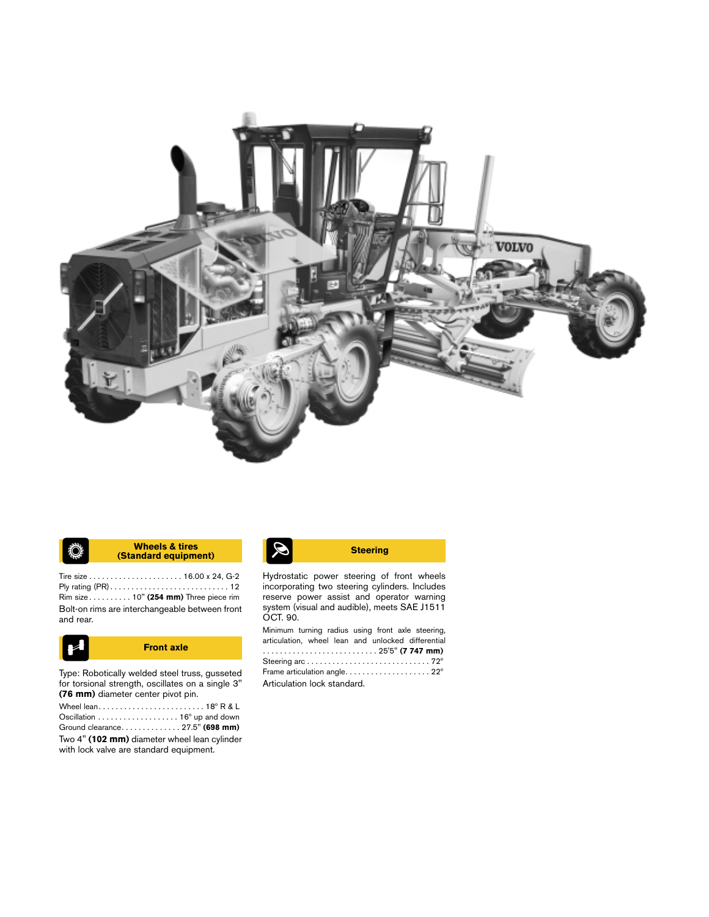## Wheels & tires (Standard equipment)

Tire size . . . . . . . . . . . . . . . . . . . . . . 16.00 x 24, G-2
Ply rating (PR) . . . . . . . . . . . . . . . . . . . . . . . . . . . . 12
Rim size . . . . . . . . . . 10" **(254 mm)** Three piece rim

Bolt-on rims are interchangeable between front and rear.

## Front axle

Type: Robotically welded steel truss, gusseted for torsional strength, oscillates on a single 3" **(76 mm)** diameter center pivot pin.

Wheel lean. . . . . . . . . . . . . . . . . . . . . . . . . 18° R & L
Oscillation . . . . . . . . . . . . . . . . . . . 16° up and down
Ground clearance. . . . . . . . . . . . . . 27.5" **(698 mm)**

Two 4" **(102 mm)** diameter wheel lean cylinder with lock valve are standard equipment.

## Steering

Hydrostatic power steering of front wheels incorporating two steering cylinders. Includes reserve power assist and operator warning system (visual and audible), meets SAE J1511 OCT. 90.

Minimum turning radius using front axle steering, articulation, wheel lean and unlocked differential . . . . . . . . . . . . . . . . . . . . . . . . . . . 25'5" **(7 747 mm)**
Steering arc . . . . . . . . . . . . . . . . . . . . . . . . . . . . . 72°
Frame articulation angle. . . . . . . . . . . . . . . . . . . . 22°

Articulation lock standard.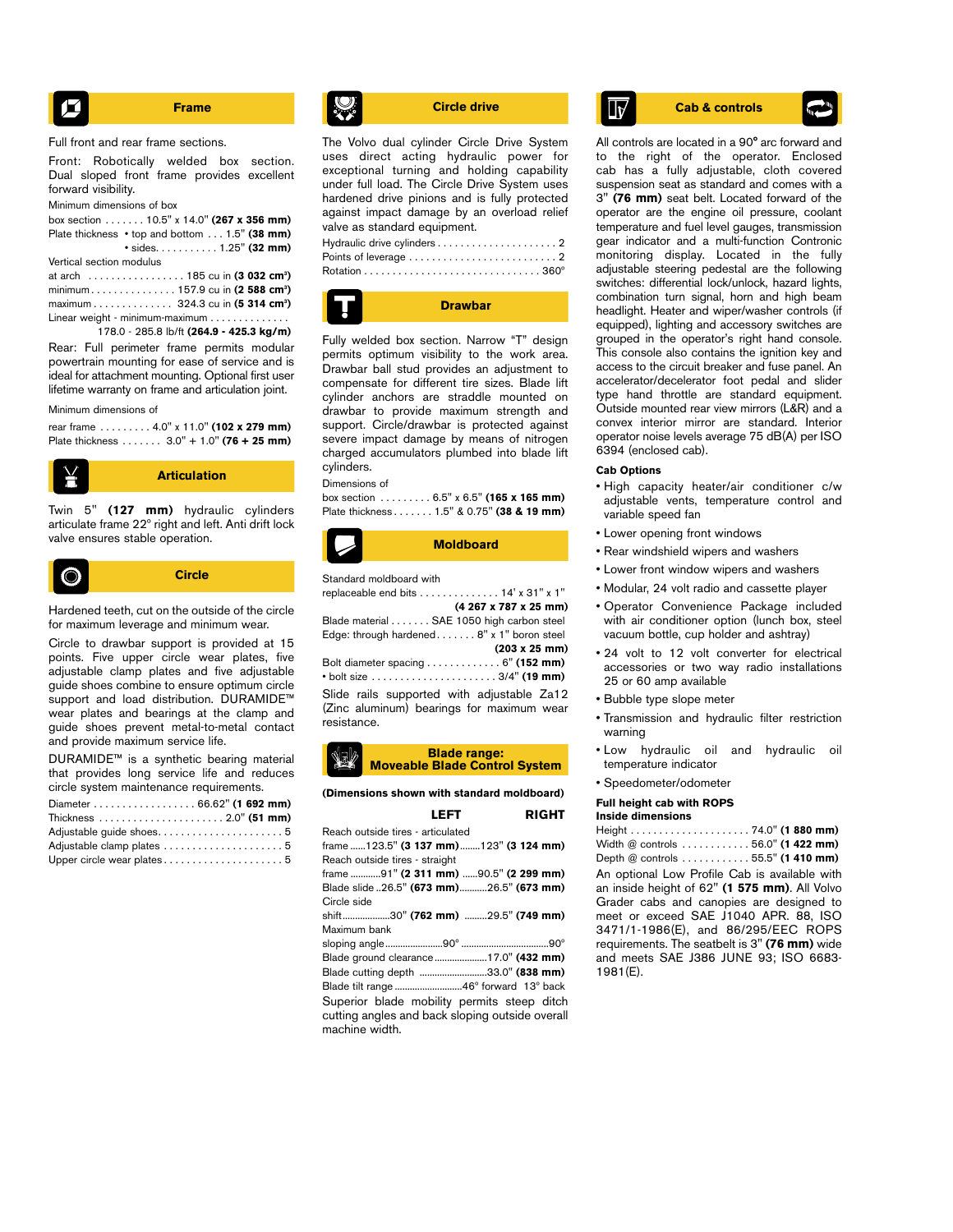## Frame

Full front and rear frame sections.

Front: Robotically welded box section. Dual sloped front frame provides excellent forward visibility.

Minimum dimensions of box

box section . . . . . . . 10.5" x 14.0" **(267 x 356 mm)**
Plate thickness • top and bottom . . . 1.5" **(38 mm)**
• sides. . . . . . . . . . . 1.25" **(32 mm)**

Vertical section modulus

at arch . . . . . . . . . . . . . . . . . 185 cu in **(3 032 cm³)**
minimum . . . . . . . . . . . . . . . 157.9 cu in **(2 588 cm³)**
maximum . . . . . . . . . . . . . . 324.3 cu in **(5 314 cm³)**
Linear weight - minimum-maximum . . . . . . . . . . . . .
178.0 - 285.8 lb/ft **(264.9 - 425.3 kg/m)**

Rear: Full perimeter frame permits modular powertrain mounting for ease of service and is ideal for attachment mounting. Optional first user lifetime warranty on frame and articulation joint.

Minimum dimensions of

rear frame . . . . . . . . . 4.0" x 11.0" **(102 x 279 mm)**
Plate thickness . . . . . . . 3.0" + 1.0" **(76 + 25 mm)**

## Articulation

Twin 5" **(127 mm)** hydraulic cylinders articulate frame 22° right and left. Anti drift lock valve ensures stable operation.

## Circle

Hardened teeth, cut on the outside of the circle for maximum leverage and minimum wear.

Circle to drawbar support is provided at 15 points. Five upper circle wear plates, five adjustable clamp plates and five adjustable guide shoes combine to ensure optimum circle support and load distribution. DURAMIDE™ wear plates and bearings at the clamp and guide shoes prevent metal-to-metal contact and provide maximum service life.

DURAMIDE™ is a synthetic bearing material that provides long service life and reduces circle system maintenance requirements.

Diameter . . . . . . . . . . . . . . . . . . 66.62" **(1 692 mm)**
Thickness . . . . . . . . . . . . . . . . . . . . . 2.0" **(51 mm)**
Adjustable guide shoes. . . . . . . . . . . . . . . . . . . . . 5
Adjustable clamp plates . . . . . . . . . . . . . . . . . . . . 5
Upper circle wear plates . . . . . . . . . . . . . . . . . . . . 5

## Circle drive

The Volvo dual cylinder Circle Drive System uses direct acting hydraulic power for exceptional turning and holding capability under full load. The Circle Drive System uses hardened drive pinions and is fully protected against impact damage by an overload relief valve as standard equipment.

Hydraulic drive cylinders . . . . . . . . . . . . . . . . . . . . . 2
Points of leverage . . . . . . . . . . . . . . . . . . . . . . . . . 2
Rotation . . . . . . . . . . . . . . . . . . . . . . . . . . . . . . 360°

## Drawbar

Fully welded box section. Narrow “T” design permits optimum visibility to the work area. Drawbar ball stud provides an adjustment to compensate for different tire sizes. Blade lift cylinder anchors are straddle mounted on drawbar to provide maximum strength and support. Circle/drawbar is protected against severe impact damage by means of nitrogen charged accumulators plumbed into blade lift cylinders.

Dimensions of

box section . . . . . . . . . 6.5" x 6.5" **(165 x 165 mm)**
Plate thickness . . . . . . . 1.5" & 0.75" **(38 & 19 mm)**

## Moldboard

Standard moldboard with
replaceable end bits . . . . . . . . . . . . . . 14' x 31" x 1"
**(4 267 x 787 x 25 mm)**
Blade material . . . . . . . SAE 1050 high carbon steel
Edge: through hardened . . . . . . . 8" x 1" boron steel
**(203 x 25 mm)**
Bolt diameter spacing . . . . . . . . . . . . . 6" **(152 mm)**
• bolt size . . . . . . . . . . . . . . . . . . . . . . 3/4" **(19 mm)**

Slide rails supported with adjustable Za12 (Zinc aluminum) bearings for maximum wear resistance.

## Blade range: Moveable Blade Control System

**(Dimensions shown with standard moldboard)**

| | LEFT | RIGHT |
|---|---|---|
| Reach outside tires - articulated frame | 123.5" **(3 137 mm)** | 123" **(3 124 mm)** |
| Reach outside tires - straight frame | 91" **(2 311 mm)** | 90.5" **(2 299 mm)** |
| Blade slide | 26.5" **(673 mm)** | 26.5" **(673 mm)** |
| Circle side shift | 30" **(762 mm)** | 29.5" **(749 mm)** |
| Maximum bank sloping angle | 90° | 90° |

Blade ground clearance . . . . . . . . . . . . 17.0" **(432 mm)**
Blade cutting depth . . . . . . . . . . . . 33.0" **(838 mm)**
Blade tilt range . . . . . . . . . . . . 46° forward 13° back

Superior blade mobility permits steep ditch cutting angles and back sloping outside overall machine width.

## Cab & controls

All controls are located in a 90° arc forward and to the right of the operator. Enclosed cab has a fully adjustable, cloth covered suspension seat as standard and comes with a 3" **(76 mm)** seat belt. Located forward of the operator are the engine oil pressure, coolant temperature and fuel level gauges, transmission gear indicator and a multi-function Contronic monitoring display. Located in the fully adjustable steering pedestal are the following switches: differential lock/unlock, hazard lights, combination turn signal, horn and high beam headlight. Heater and wiper/washer controls (if equipped), lighting and accessory switches are grouped in the operator’s right hand console. This console also contains the ignition key and access to the circuit breaker and fuse panel. An accelerator/decelerator foot pedal and slider type hand throttle are standard equipment. Outside mounted rear view mirrors (L&R) and a convex interior mirror are standard. Interior operator noise levels average 75 dB(A) per ISO 6394 (enclosed cab).

**Cab Options**

- High capacity heater/air conditioner c/w adjustable vents, temperature control and variable speed fan
- Lower opening front windows
- Rear windshield wipers and washers
- Lower front window wipers and washers
- Modular, 24 volt radio and cassette player
- Operator Convenience Package included with air conditioner option (lunch box, steel vacuum bottle, cup holder and ashtray)
- 24 volt to 12 volt converter for electrical accessories or two way radio installations 25 or 60 amp available
- Bubble type slope meter
- Transmission and hydraulic filter restriction warning
- Low hydraulic oil and hydraulic oil temperature indicator
- Speedometer/odometer

**Full height cab with ROPS**
**Inside dimensions**

Height . . . . . . . . . . . . . . . . . . . . . 74.0" **(1 880 mm)**
Width @ controls . . . . . . . . . . . . 56.0" **(1 422 mm)**
Depth @ controls . . . . . . . . . . . . 55.5" **(1 410 mm)**

An optional Low Profile Cab is available with an inside height of 62" **(1 575 mm)**. All Volvo Grader cabs and canopies are designed to meet or exceed SAE J1040 APR. 88, ISO 3471/1-1986(E), and 86/295/EEC ROPS requirements. The seatbelt is 3" **(76 mm)** wide and meets SAE J386 JUNE 93; ISO 6683-1981(E).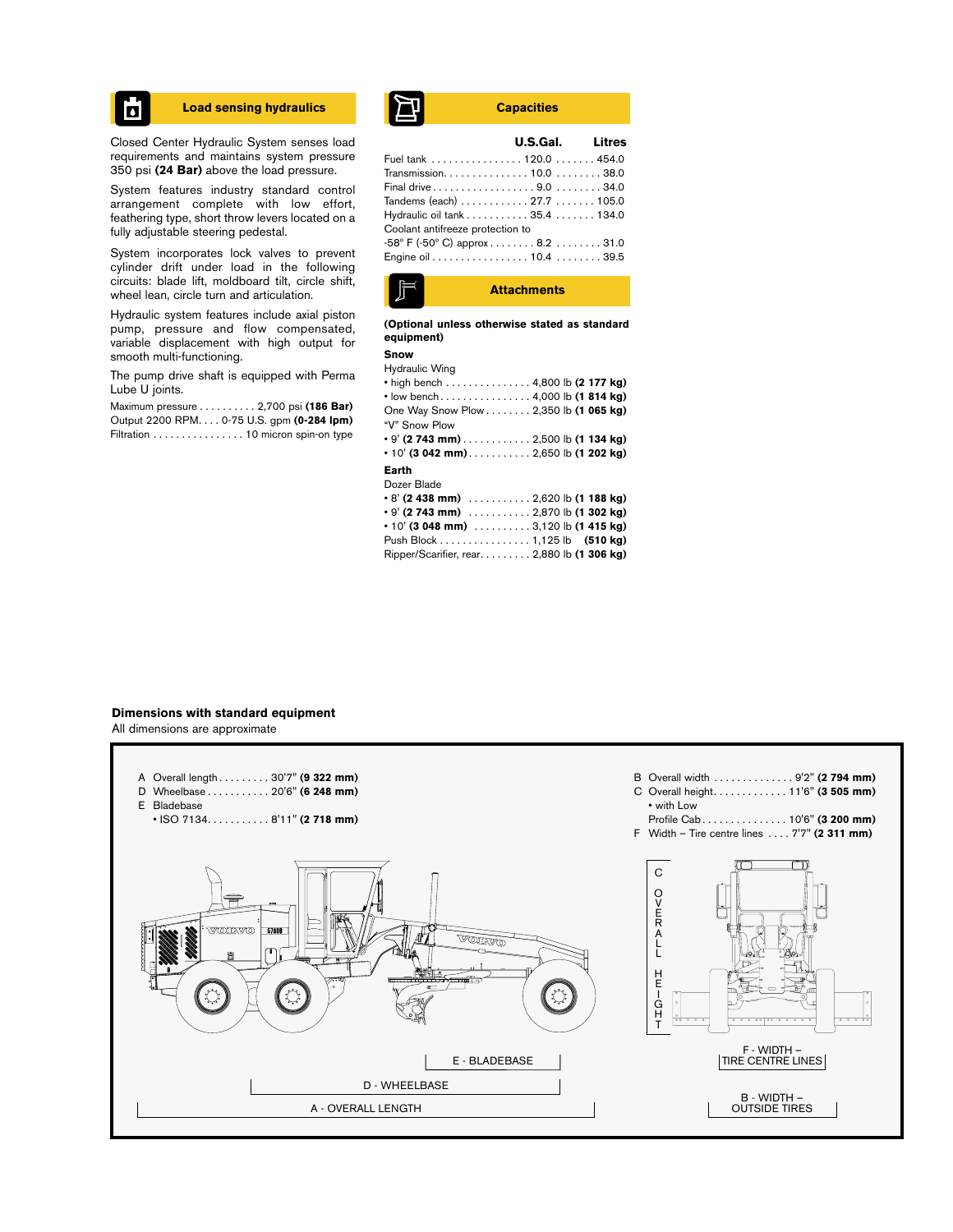## Load sensing hydraulics

Closed Center Hydraulic System senses load requirements and maintains system pressure 350 psi **(24 Bar)** above the load pressure.

System features industry standard control arrangement complete with low effort, feathering type, short throw levers located on a fully adjustable steering pedestal.

System incorporates lock valves to prevent cylinder drift under load in the following circuits: blade lift, moldboard tilt, circle shift, wheel lean, circle turn and articulation.

Hydraulic system features include axial piston pump, pressure and flow compensated, variable displacement with high output for smooth multi-functioning.

The pump drive shaft is equipped with Perma Lube U joints.

Maximum pressure . . . . . . . . . . 2,700 psi **(186 Bar)**
Output 2200 RPM. . . . 0-75 U.S. gpm **(0-284 lpm)**
Filtration . . . . . . . . . . . . . . . . 10 micron spin-on type

## Capacities

| | U.S.Gal. | Litres |
|---|---|---|
| Fuel tank | 120.0 | 454.0 |
| Transmission | 10.0 | 38.0 |
| Final drive | 9.0 | 34.0 |
| Tandems (each) | 27.7 | 105.0 |
| Hydraulic oil tank | 35.4 | 134.0 |
| Coolant antifreeze protection to -58° F (-50° C) approx | 8.2 | 31.0 |
| Engine oil | 10.4 | 39.5 |

## Attachments

**(Optional unless otherwise stated as standard equipment)**

**Snow**

Hydraulic Wing
- high bench . . . . . . . . . . . . . . . 4,800 lb **(2 177 kg)**
- low bench. . . . . . . . . . . . . . . . 4,000 lb **(1 814 kg)**

One Way Snow Plow . . . . . . . . 2,350 lb **(1 065 kg)**

"V" Snow Plow
- 9' **(2 743 mm)** . . . . . . . . . . . . 2,500 lb **(1 134 kg)**
- 10' **(3 042 mm)** . . . . . . . . . . . 2,650 lb **(1 202 kg)**

**Earth**

Dozer Blade
- 8' **(2 438 mm)** . . . . . . . . . . . 2,620 lb **(1 188 kg)**
- 9' **(2 743 mm)** . . . . . . . . . . . 2,870 lb **(1 302 kg)**
- 10' **(3 048 mm)** . . . . . . . . . . 3,120 lb **(1 415 kg)**

Push Block . . . . . . . . . . . . . . . . 1,125 lb **(510 kg)**
Ripper/Scarifier, rear. . . . . . . . . 2,880 lb **(1 306 kg)**

## Dimensions with standard equipment

All dimensions are approximate

A Overall length . . . . . . . . . 30'7" **(9 322 mm)**
D Wheelbase . . . . . . . . . . . 20'6" **(6 248 mm)**
E Bladebase
- ISO 7134. . . . . . . . . . . 8'11" **(2 718 mm)**

B Overall width . . . . . . . . . . . . . . 9'2" **(2 794 mm)**
C Overall height. . . . . . . . . . . . . 11'6" **(3 505 mm)**
- with Low Profile Cab . . . . . . . . . . . . . . . 10'6" **(3 200 mm)**

F Width – Tire centre lines . . . . 7'7" **(2 311 mm)**

E - BLADEBASE
D - WHEELBASE
A - OVERALL LENGTH
C OVERALL HEIGHT
F - WIDTH – TIRE CENTRE LINES
B - WIDTH – OUTSIDE TIRES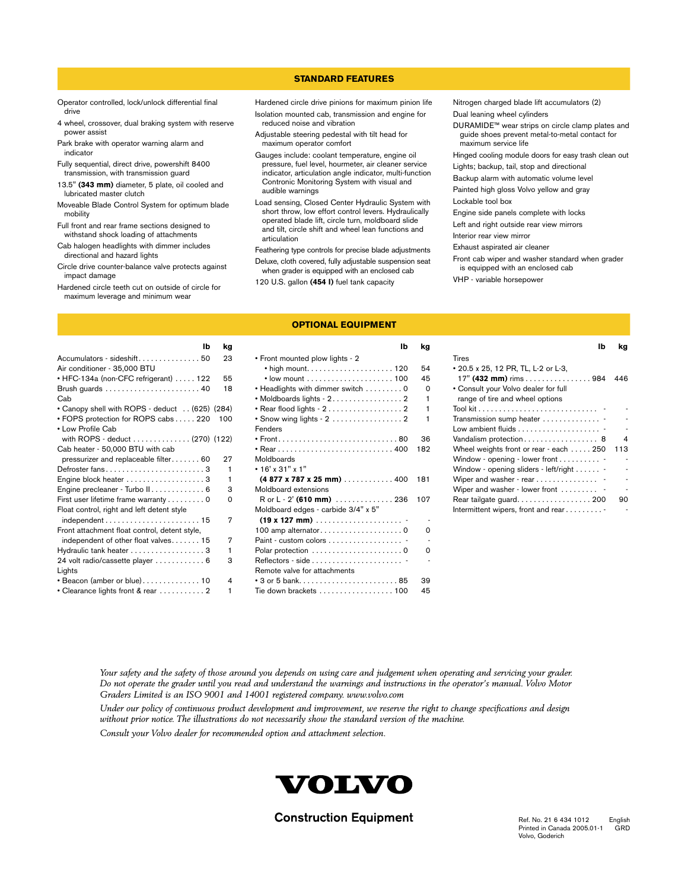## STANDARD FEATURES

Operator controlled, lock/unlock differential final drive

4 wheel, crossover, dual braking system with reserve power assist

Park brake with operator warning alarm and indicator

Fully sequential, direct drive, powershift 8400 transmission, with transmission guard

13.5" **(343 mm)** diameter, 5 plate, oil cooled and lubricated master clutch

Moveable Blade Control System for optimum blade mobility

Full front and rear frame sections designed to withstand shock loading of attachments

Cab halogen headlights with dimmer includes directional and hazard lights

Circle drive counter-balance valve protects against impact damage

Hardened circle teeth cut on outside of circle for maximum leverage and minimum wear

Hardened circle drive pinions for maximum pinion life

Isolation mounted cab, transmission and engine for reduced noise and vibration

Adjustable steering pedestal with tilt head for maximum operator comfort

Gauges include: coolant temperature, engine oil pressure, fuel level, hourmeter, air cleaner service indicator, articulation angle indicator, multi-function Contronic Monitoring System with visual and audible warnings

Load sensing, Closed Center Hydraulic System with short throw, low effort control levers. Hydraulically operated blade lift, circle turn, moldboard slide and tilt, circle shift and wheel lean functions and articulation

Feathering type controls for precise blade adjustments

Deluxe, cloth covered, fully adjustable suspension seat when grader is equipped with an enclosed cab

120 U.S. gallon **(454 l)** fuel tank capacity

Nitrogen charged blade lift accumulators (2)

Dual leaning wheel cylinders

DURAMIDE™ wear strips on circle clamp plates and guide shoes prevent metal-to-metal contact for maximum service life

Hinged cooling module doors for easy trash clean out

Lights; backup, tail, stop and directional

Backup alarm with automatic volume level

Painted high gloss Volvo yellow and gray

Lockable tool box

Engine side panels complete with locks

Left and right outside rear view mirrors

Interior rear view mirror

Exhaust aspirated air cleaner

Front cab wiper and washer standard when grader is equipped with an enclosed cab

VHP - variable horsepower

## OPTIONAL EQUIPMENT

| | lb | kg |
|---|---|---|
| Accumulators - sideshift | 50 | 23 |
| Air conditioner - 35,000 BTU | | |
| • HFC-134a (non-CFC refrigerant) | 122 | 55 |
| Brush guards | 40 | 18 |
| Cab | | |
| • Canopy shell with ROPS - deduct | (625) | (284) |
| • FOPS protection for ROPS cabs | 220 | 100 |
| • Low Profile Cab with ROPS - deduct | (270) | (122) |
| Cab heater - 50,000 BTU with cab pressurizer and replaceable filter | 60 | 27 |
| Defroster fans | 3 | 1 |
| Engine block heater | 3 | 1 |
| Engine precleaner - Turbo II | 6 | 3 |
| First user lifetime frame warranty | 0 | 0 |
| Float control, right and left detent style independent | 15 | 7 |
| Front attachment float control, detent style, independent of other float valves | 15 | 7 |
| Hydraulic tank heater | 3 | 1 |
| 24 volt radio/cassette player | 6 | 3 |
| Lights | | |
| • Beacon (amber or blue) | 10 | 4 |
| • Clearance lights front & rear | 2 | 1 |

| | lb | kg |
|---|---|---|
| • Front mounted plow lights - 2 | | |
| • high mount | 120 | 54 |
| • low mount | 100 | 45 |
| • Headlights with dimmer switch | 0 | 0 |
| • Moldboards lights - 2 | 2 | 1 |
| • Rear flood lights - 2 | 2 | 1 |
| • Snow wing lights - 2 | 2 | 1 |
| Fenders | | |
| • Front | 80 | 36 |
| • Rear | 400 | 182 |
| Moldboards | | |
| • 16' x 31" x 1" **(4 877 x 787 x 25 mm)** | 400 | 181 |
| Moldboard extensions | | |
| R or L - 2' **(610 mm)** | 236 | 107 |
| Moldboard edges - carbide 3/4" x 5" **(19 x 127 mm)** | - | - |
| 100 amp alternator | 0 | 0 |
| Paint - custom colors | - | - |
| Polar protection | 0 | 0 |
| Reflectors - side | - | - |
| Remote valve for attachments | | |
| • 3 or 5 bank | 85 | 39 |
| Tie down brackets | 100 | 45 |

| | lb | kg |
|---|---|---|
| Tires | | |
| • 20.5 x 25, 12 PR, TL, L-2 or L-3, 17" **(432 mm)** rims | 984 | 446 |
| • Consult your Volvo dealer for full range of tire and wheel options | | |
| Tool kit | - | - |
| Transmission sump heater | - | - |
| Low ambient fluids | - | - |
| Vandalism protection | 8 | 4 |
| Wheel weights front or rear - each | 250 | 113 |
| Window - opening - lower front | - | - |
| Window - opening sliders - left/right | - | - |
| Wiper and washer - rear | - | - |
| Wiper and washer - lower front | - | - |
| Rear tailgate guard | 200 | 90 |
| Intermittent wipers, front and rear | - | - |

*Your safety and the safety of those around you depends on using care and judgement when operating and servicing your grader. Do not operate the grader until you read and understand the warnings and instructions in the operator's manual. Volvo Motor Graders Limited is an ISO 9001 and 14001 registered company. www.volvo.com*

*Under our policy of continuous product development and improvement, we reserve the right to change specifications and design without prior notice. The illustrations do not necessarily show the standard version of the machine.*

*Consult your Volvo dealer for recommended option and attachment selection.*

VOLVO

Construction Equipment

Ref. No. 21 6 434 1012 English
Printed in Canada 2005.01-1 GRD
Volvo, Goderich